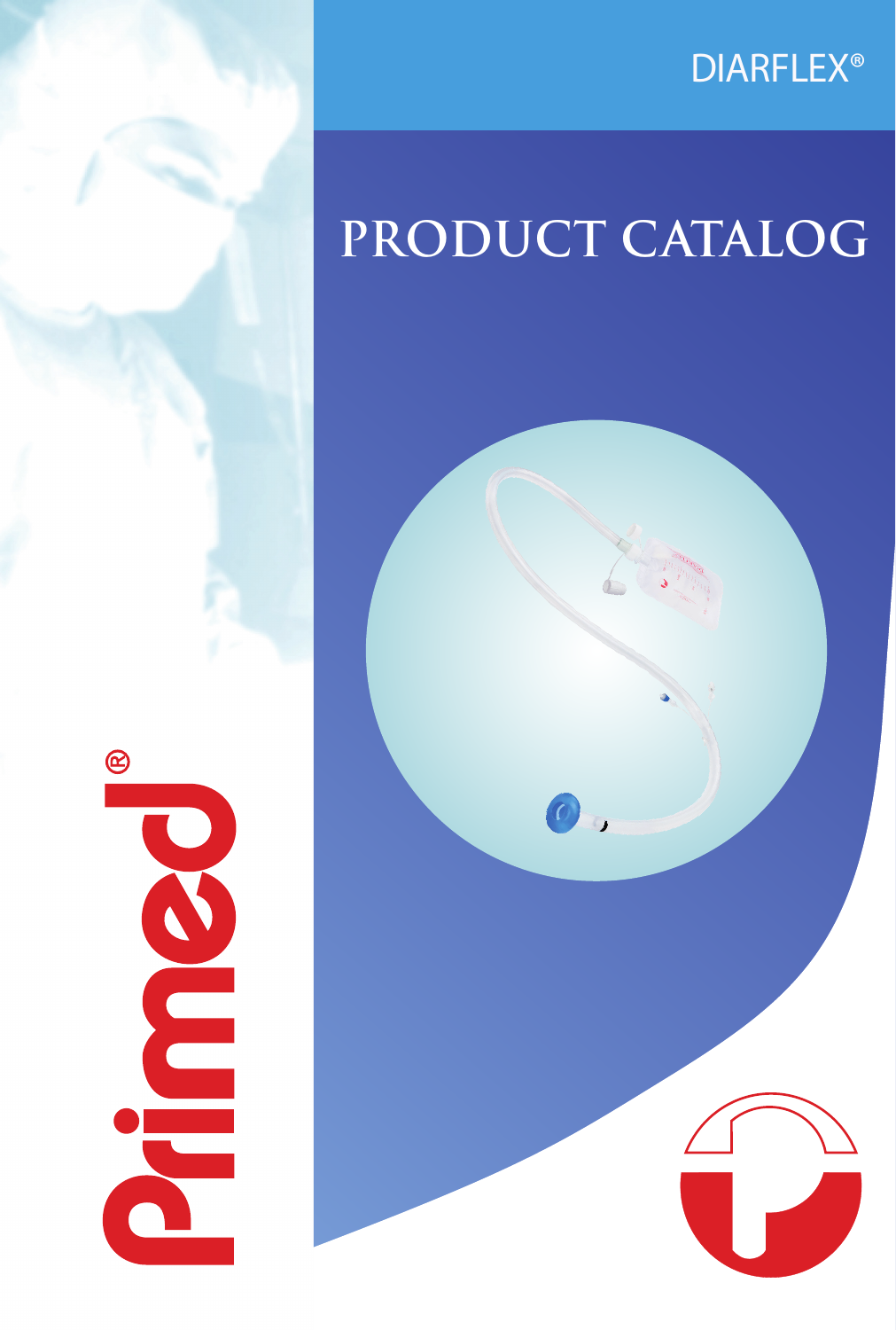DIARFLEX®

# PRODUCT CATALOG

Primed®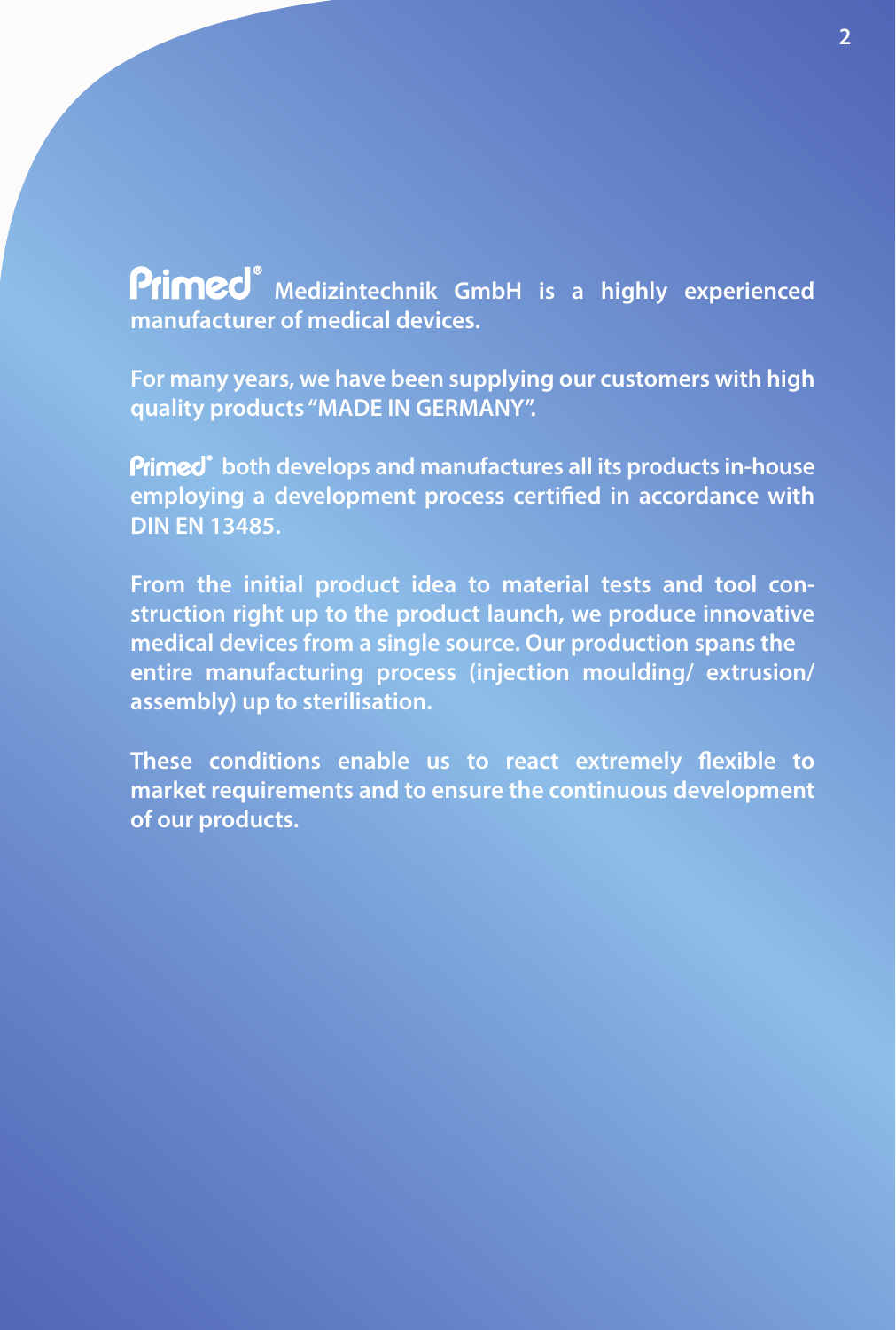**Primed® Medizintechnik GmbH is a highly experienced manufacturer of medical devices.**

**For many years, we have been supplying our customers with high quality products "MADE IN GERMANY".**

**Primed® both develops and manufactures all its products in-house employing a development process certified in accordance with DIN EN 13485.**

**From the initial product idea to material tests and tool construction right up to the product launch, we produce innovative medical devices from a single source. Our production spans the entire manufacturing process (injection moulding/ extrusion/ assembly) up to sterilisation.**

**These conditions enable us to react extremely flexible to market requirements and to ensure the continuous development of our products.**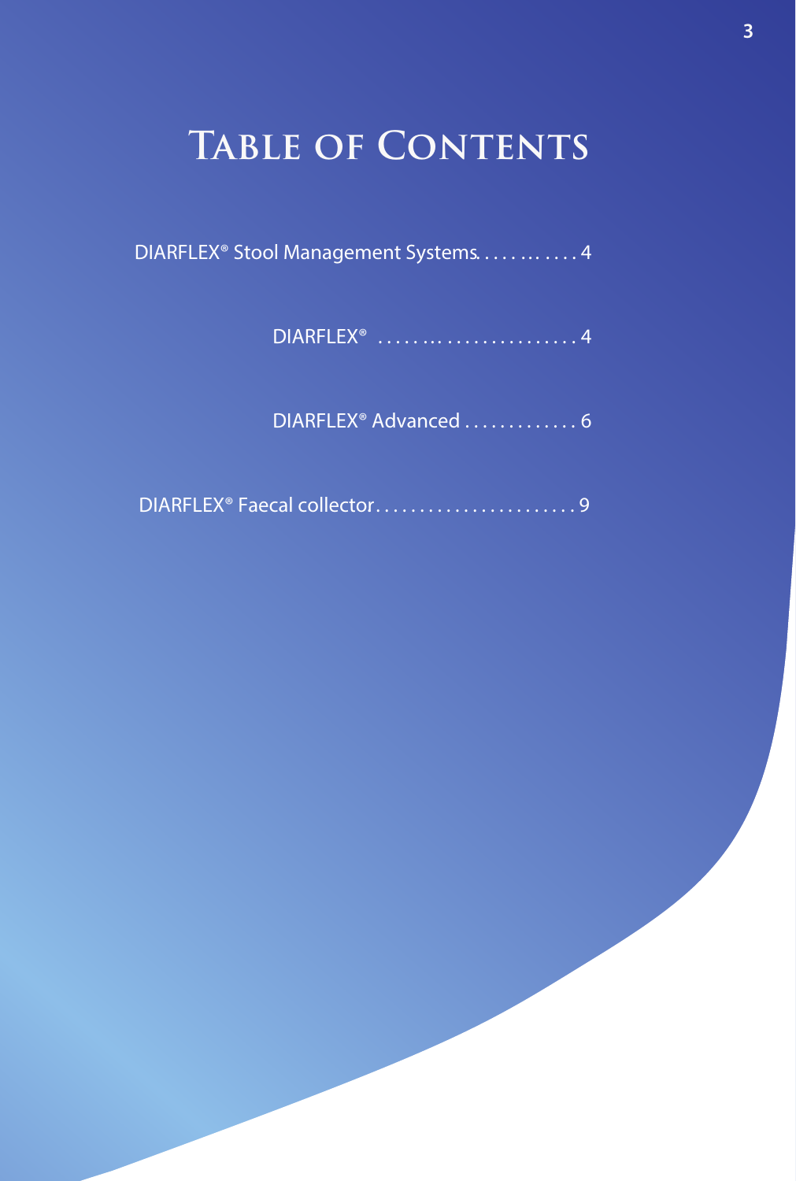# Table of Contents

DIARFLEX® Stool Management Systems. . . . . . . . . . . 4

DIARFLEX® . . . . . . . . . . . . . . . . . . . . . . . 4

DIARFLEX® Advanced . . . . . . . . . . . . . 6

DIARFLEX® Faecal collector. . . . . . . . . . . . . . . . . . . . . . . 9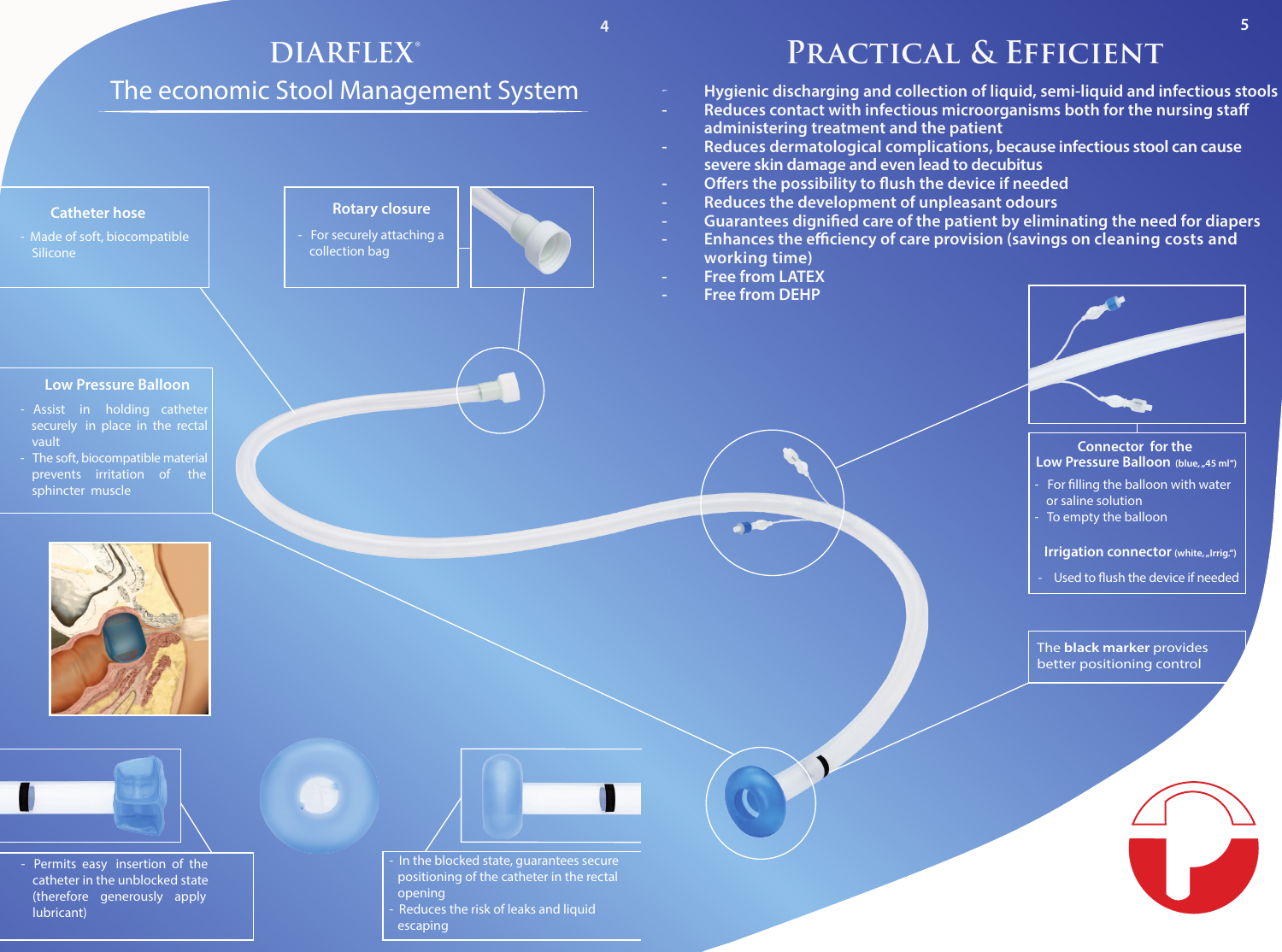# DIARFLEX®

## The economic Stool Management System

**Catheter hose**

- Made of soft, biocompatible Silicone

**Rotary closure**

- For securely attaching a collection bag

**Low Pressure Balloon**

- Assist in holding catheter securely in place in the rectal vault
- The soft, biocompatible material prevents irritation of the sphincter muscle

- Permits easy insertion of the catheter in the unblocked state (therefore generously apply lubricant)

- In the blocked state, guarantees secure positioning of the catheter in the rectal opening
- Reduces the risk of leaks and liquid escaping

# Practical & Efficient

- **Hygienic discharging and collection of liquid, semi-liquid and infectious stools**
- **Reduces contact with infectious microorganisms both for the nursing staff administering treatment and the patient**
- **Reduces dermatological complications, because infectious stool can cause severe skin damage and even lead to decubitus**
- **Offers the possibility to flush the device if needed**
- **Reduces the development of unpleasant odours**
- **Guarantees dignified care of the patient by eliminating the need for diapers**
- **Enhances the efficiency of care provision (savings on cleaning costs and working time)**
- **Free from LATEX**
- **Free from DEHP**

**Connector for the Low Pressure Balloon** (blue, „45 ml“)

- For filling the balloon with water or saline solution
- To empty the balloon

**Irrigation connector** (white, „Irrig.“)

- Used to flush the device if needed

The **black marker** provides better positioning control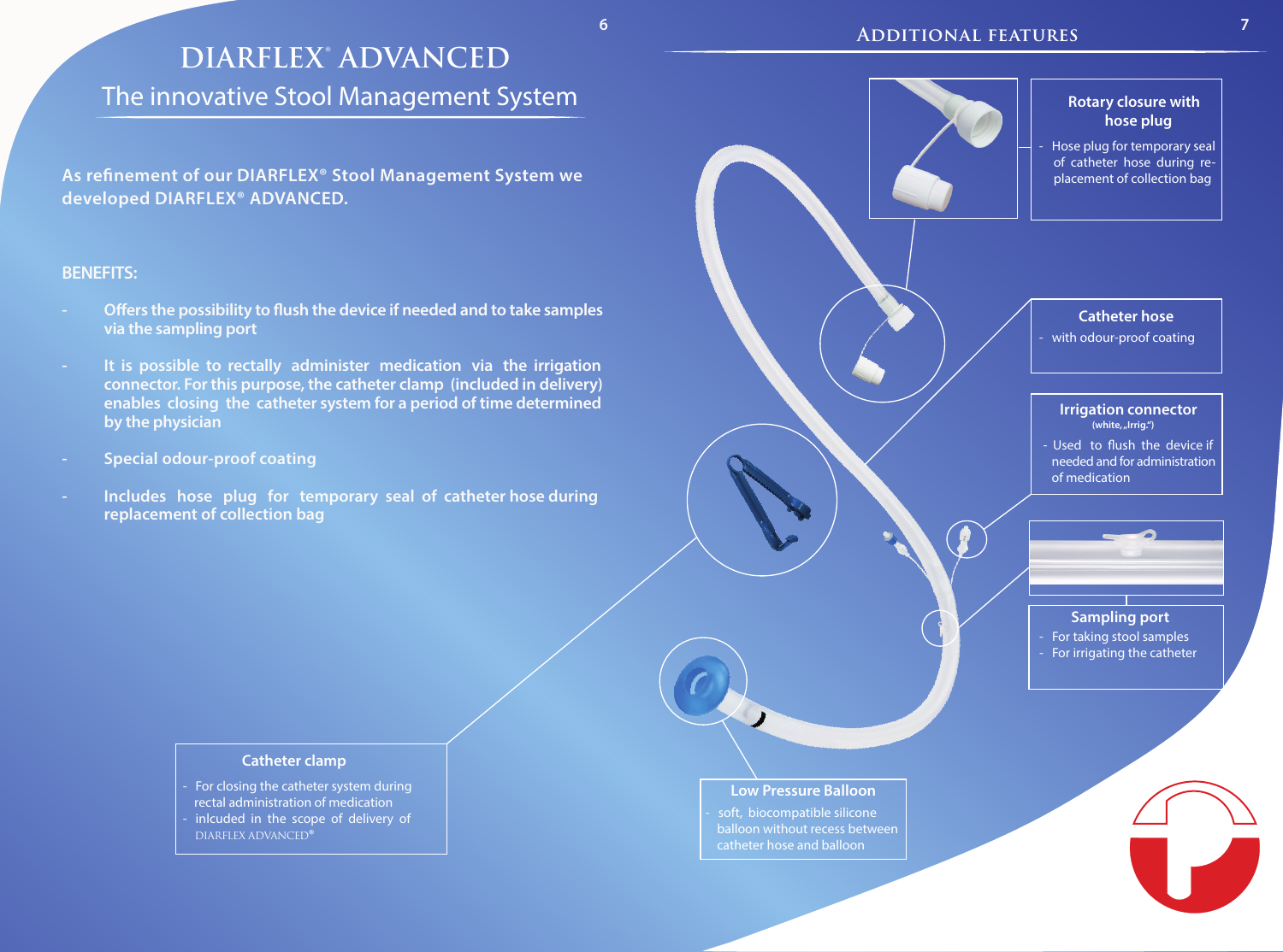# DIARFLEX® ADVANCED

## The innovative Stool Management System

**As refinement of our DIARFLEX® Stool Management System we developed DIARFLEX® ADVANCED.**

**BENEFITS:**

- **Offers the possibility to flush the device if needed and to take samples via the sampling port**
- **It is possible to rectally administer medication via the irrigation connector. For this purpose, the catheter clamp (included in delivery) enables closing the catheter system for a period of time determined by the physician**
- **Special odour-proof coating**
- **Includes hose plug for temporary seal of catheter hose during replacement of collection bag**

## Additional features

**Rotary closure with hose plug**

- Hose plug for temporary seal of catheter hose during replacement of collection bag

**Catheter hose**

- with odour-proof coating

**Irrigation connector**
(white, „Irrig.")

- Used to flush the device if needed and for administration of medication

**Sampling port**

- For taking stool samples
- For irrigating the catheter

**Catheter clamp**

- For closing the catheter system during rectal administration of medication
- inlcluded in the scope of delivery of DIARFLEX ADVANCED®

**Low Pressure Balloon**

- soft, biocompatible silicone balloon without recess between catheter hose and balloon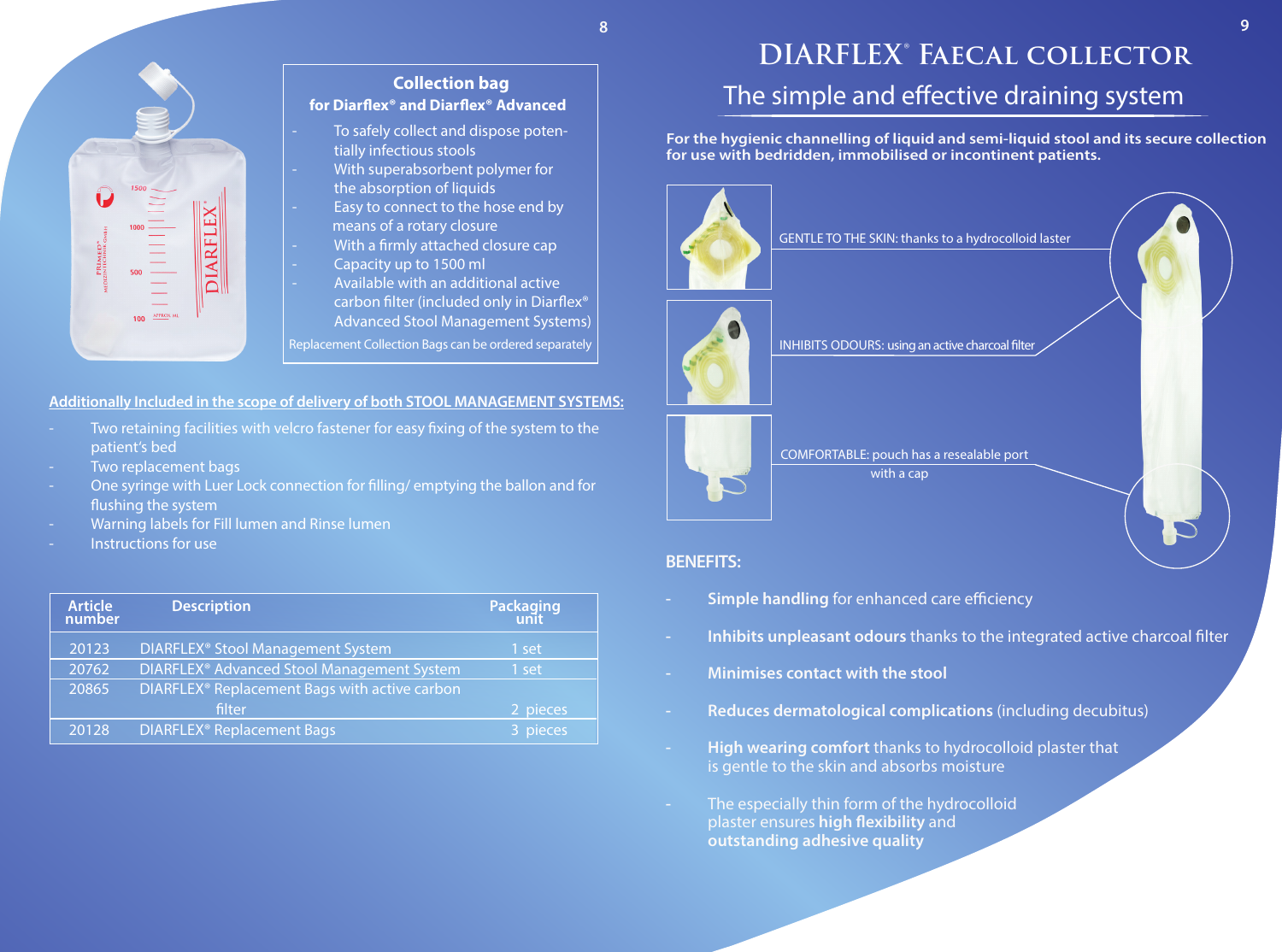## Collection bag

### for Diarflex® and Diarflex® Advanced

- To safely collect and dispose potentially infectious stools
- With superabsorbent polymer for the absorption of liquids
- Easy to connect to the hose end by means of a rotary closure
- With a firmly attached closure cap
- Capacity up to 1500 ml
- Available with an additional active carbon filter (included only in Diarflex® Advanced Stool Management Systems)

Replacement Collection Bags can be ordered separately

**Additionally Included in the scope of delivery of both STOOL MANAGEMENT SYSTEMS:**

- Two retaining facilities with velcro fastener for easy fixing of the system to the patient's bed
- Two replacement bags
- One syringe with Luer Lock connection for filling/ emptying the ballon and for flushing the system
- Warning labels for Fill lumen and Rinse lumen
- Instructions for use

| Article number | Description | Packaging unit |
|---|---|---|
| 20123 | DIARFLEX® Stool Management System | 1 set |
| 20762 | DIARFLEX® Advanced Stool Management System | 1 set |
| 20865 | DIARFLEX® Replacement Bags with active carbon filter | 2 pieces |
| 20128 | DIARFLEX® Replacement Bags | 3 pieces |

# DIARFLEX® Faecal collector

## The simple and effective draining system

**For the hygienic channelling of liquid and semi-liquid stool and its secure collection for use with bedridden, immobilised or incontinent patients.**

GENTLE TO THE SKIN: thanks to a hydrocolloid laster

INHIBITS ODOURS: using an active charcoal filter

COMFORTABLE: pouch has a resealable port with a cap

### BENEFITS:

- **Simple handling** for enhanced care efficiency
- **Inhibits unpleasant odours** thanks to the integrated active charcoal filter
- **Minimises contact with the stool**
- **Reduces dermatological complications** (including decubitus)
- **High wearing comfort** thanks to hydrocolloid plaster that is gentle to the skin and absorbs moisture
- The especially thin form of the hydrocolloid plaster ensures **high flexibility** and **outstanding adhesive quality**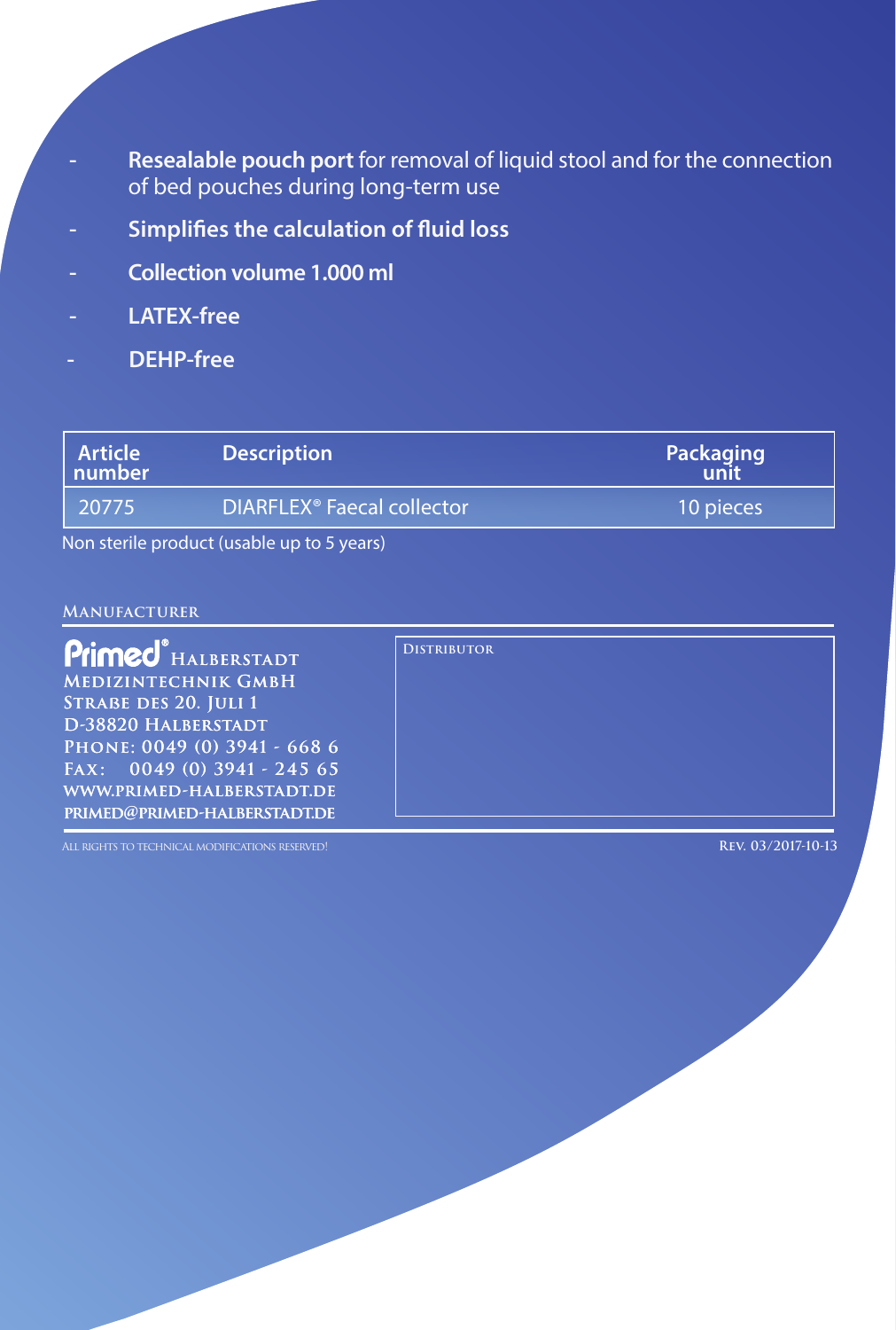- **Resealable pouch port** for removal of liquid stool and for the connection of bed pouches during long-term use
- **Simplifies the calculation of fluid loss**
- **Collection volume 1.000 ml**
- **LATEX-free**
- **DEHP-free**

| Article number | Description | Packaging unit |
|---|---|---|
| 20775 | DIARFLEX® Faecal collector | 10 pieces |

Non sterile product (usable up to 5 years)

## Manufacturer

**Primed® Halberstadt**
**Medizintechnik GmbH**
**Straße des 20. Juli 1**
**D-38820 Halberstadt**
**Phone: 0049 (0) 3941 - 668 6**
**Fax: 0049 (0) 3941 - 245 65**
**www.primed-halberstadt.de**
**primed@primed-halberstadt.de**

## Distributor

All rights to technical modifications reserved!

Rev. 03/2017-10-13